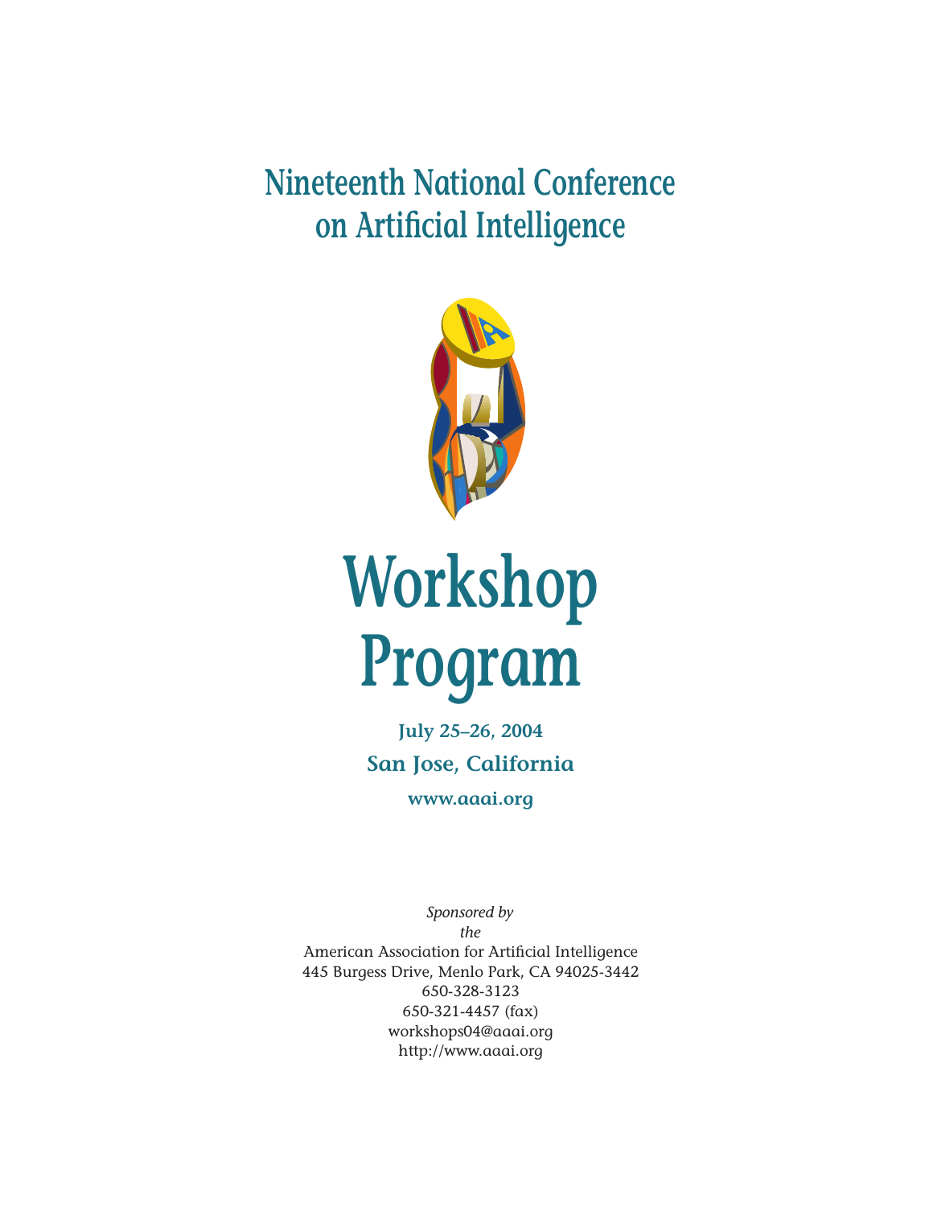# Nineteenth National Conference on Artificial Intelligence

# Workshop Program

**July 25–26, 2004**

**San Jose, California**

**www.aaai.org**

*Sponsored by the*

American Association for Artificial Intelligence
445 Burgess Drive, Menlo Park, CA 94025-3442
650-328-3123
650-321-4457 (fax)
workshops04@aaai.org
http://www.aaai.org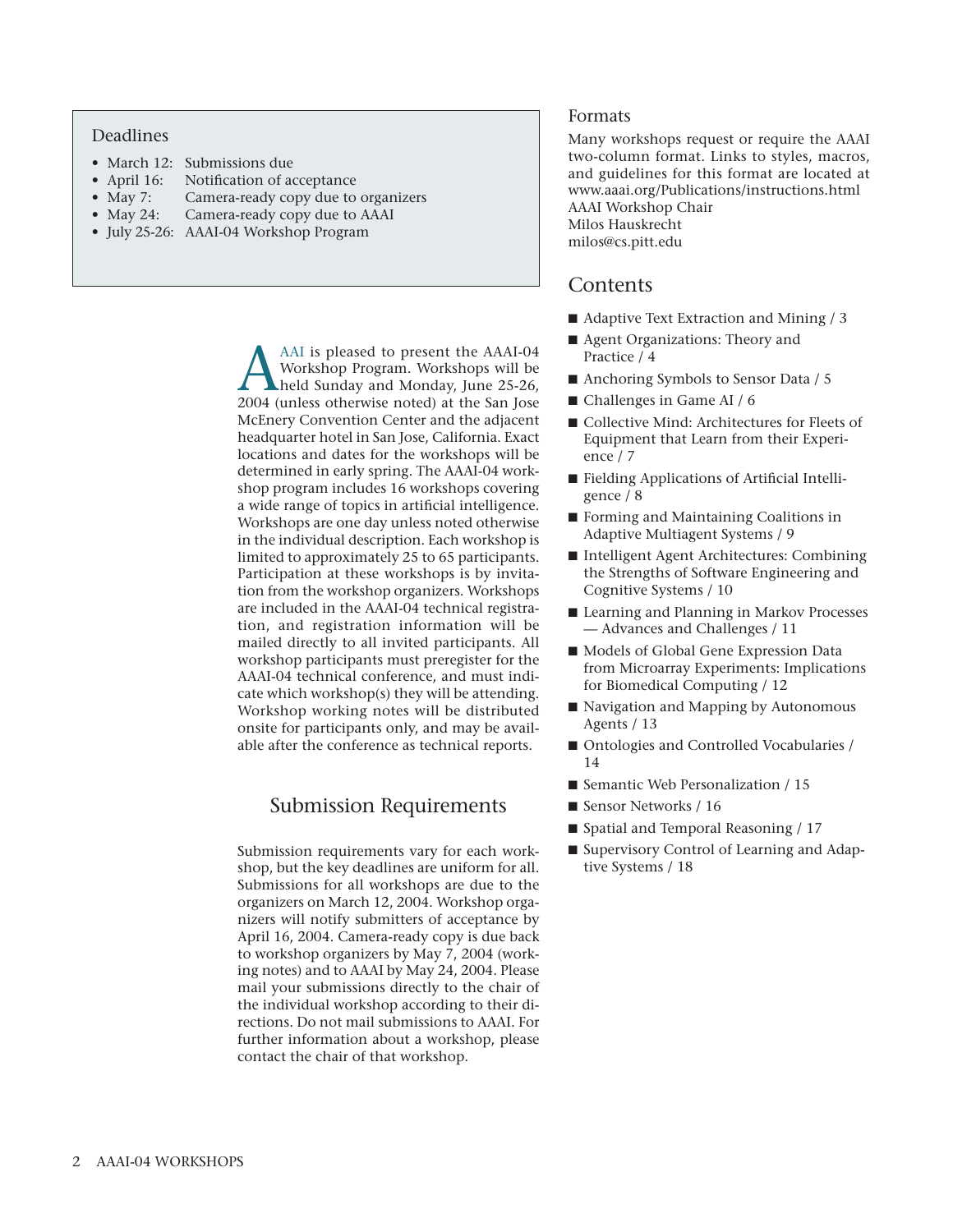## Deadlines

- March 12: Submissions due
- April 16: Notification of acceptance
- May 7: Camera-ready copy due to organizers
- May 24: Camera-ready copy due to AAAI
- July 25-26: AAAI-04 Workshop Program

AAAI is pleased to present the AAAI-04 Workshop Program. Workshops will be held Sunday and Monday, June 25-26, 2004 (unless otherwise noted) at the San Jose McEnery Convention Center and the adjacent headquarter hotel in San Jose, California. Exact locations and dates for the workshops will be determined in early spring. The AAAI-04 workshop program includes 16 workshops covering a wide range of topics in artificial intelligence. Workshops are one day unless noted otherwise in the individual description. Each workshop is limited to approximately 25 to 65 participants. Participation at these workshops is by invitation from the workshop organizers. Workshops are included in the AAAI-04 technical registration, and registration information will be mailed directly to all invited participants. All workshop participants must preregister for the AAAI-04 technical conference, and must indicate which workshop(s) they will be attending. Workshop working notes will be distributed onsite for participants only, and may be available after the conference as technical reports.

## Submission Requirements

Submission requirements vary for each workshop, but the key deadlines are uniform for all. Submissions for all workshops are due to the organizers on March 12, 2004. Workshop organizers will notify submitters of acceptance by April 16, 2004. Camera-ready copy is due back to workshop organizers by May 7, 2004 (working notes) and to AAAI by May 24, 2004. Please mail your submissions directly to the chair of the individual workshop according to their directions. Do not mail submissions to AAAI. For further information about a workshop, please contact the chair of that workshop.

## Formats

Many workshops request or require the AAAI two-column format. Links to styles, macros, and guidelines for this format are located at www.aaai.org/Publications/instructions.html
AAAI Workshop Chair
Milos Hauskrecht
milos@cs.pitt.edu

## Contents

- Adaptive Text Extraction and Mining / 3
- Agent Organizations: Theory and Practice / 4
- Anchoring Symbols to Sensor Data / 5
- Challenges in Game AI / 6
- Collective Mind: Architectures for Fleets of Equipment that Learn from their Experience / 7
- Fielding Applications of Artificial Intelligence / 8
- Forming and Maintaining Coalitions in Adaptive Multiagent Systems / 9
- Intelligent Agent Architectures: Combining the Strengths of Software Engineering and Cognitive Systems / 10
- Learning and Planning in Markov Processes — Advances and Challenges / 11
- Models of Global Gene Expression Data from Microarray Experiments: Implications for Biomedical Computing / 12
- Navigation and Mapping by Autonomous Agents / 13
- Ontologies and Controlled Vocabularies / 14
- Semantic Web Personalization / 15
- Sensor Networks / 16
- Spatial and Temporal Reasoning / 17
- Supervisory Control of Learning and Adaptive Systems / 18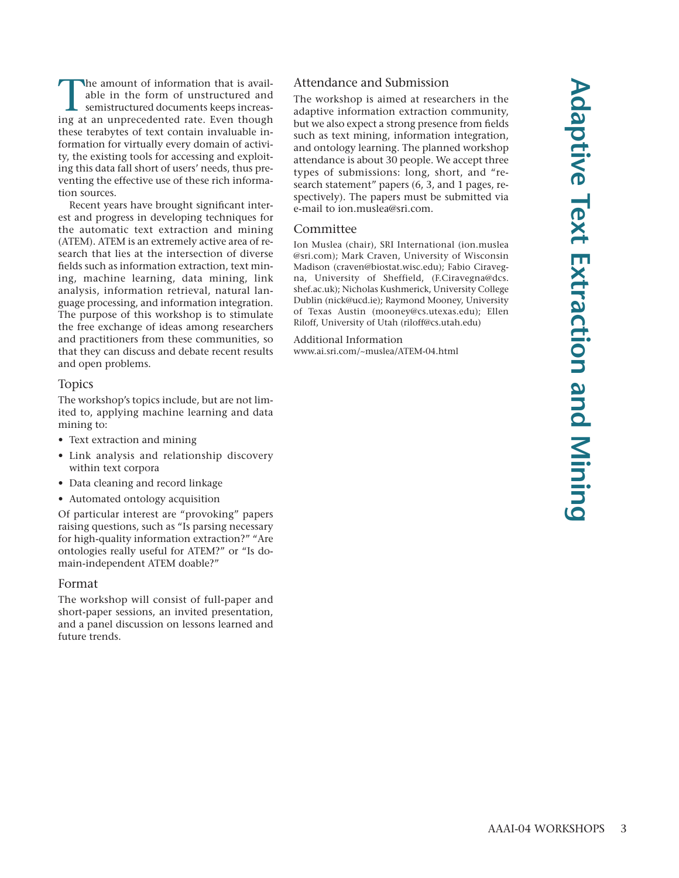# Adaptive Text Extraction and Mining

The amount of information that is available in the form of unstructured and semistructured documents keeps increasing at an unprecedented rate. Even though these terabytes of text contain invaluable information for virtually every domain of activity, the existing tools for accessing and exploiting this data fall short of users' needs, thus preventing the effective use of these rich information sources.

Recent years have brought significant interest and progress in developing techniques for the automatic text extraction and mining (ATEM). ATEM is an extremely active area of research that lies at the intersection of diverse fields such as information extraction, text mining, machine learning, data mining, link analysis, information retrieval, natural language processing, and information integration. The purpose of this workshop is to stimulate the free exchange of ideas among researchers and practitioners from these communities, so that they can discuss and debate recent results and open problems.

## Topics

The workshop's topics include, but are not limited to, applying machine learning and data mining to:

- Text extraction and mining
- Link analysis and relationship discovery within text corpora
- Data cleaning and record linkage
- Automated ontology acquisition

Of particular interest are "provoking" papers raising questions, such as "Is parsing necessary for high-quality information extraction?" "Are ontologies really useful for ATEM?" or "Is domain-independent ATEM doable?"

## Format

The workshop will consist of full-paper and short-paper sessions, an invited presentation, and a panel discussion on lessons learned and future trends.

## Attendance and Submission

The workshop is aimed at researchers in the adaptive information extraction community, but we also expect a strong presence from fields such as text mining, information integration, and ontology learning. The planned workshop attendance is about 30 people. We accept three types of submissions: long, short, and "research statement" papers (6, 3, and 1 pages, respectively). The papers must be submitted via e-mail to ion.muslea@sri.com.

## Committee

Ion Muslea (chair), SRI International (ion.muslea@sri.com); Mark Craven, University of Wisconsin Madison (craven@biostat.wisc.edu); Fabio Ciravegna, University of Sheffield, (F.Ciravegna@dcs.shef.ac.uk); Nicholas Kushmerick, University College Dublin (nick@ucd.ie); Raymond Mooney, University of Texas Austin (mooney@cs.utexas.edu); Ellen Riloff, University of Utah (riloff@cs.utah.edu)

## Additional Information

www.ai.sri.com/~muslea/ATEM-04.html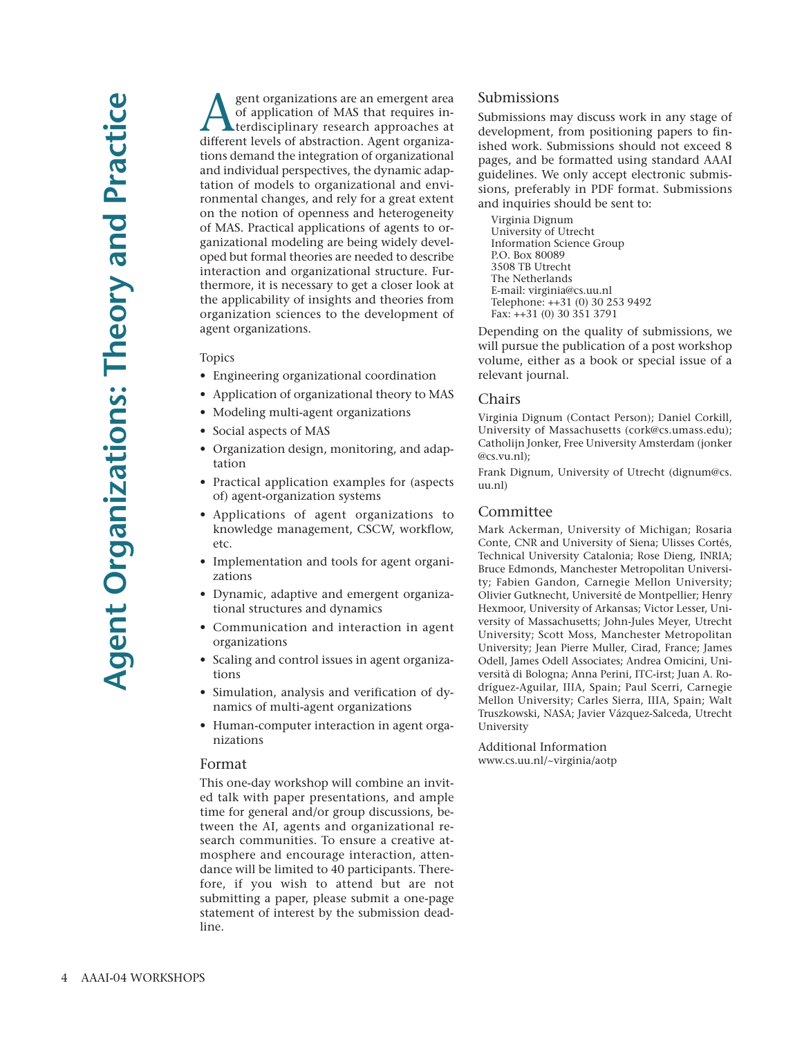# Agent Organizations: Theory and Practice

Agent organizations are an emergent area of application of MAS that requires interdisciplinary research approaches at different levels of abstraction. Agent organizations demand the integration of organizational and individual perspectives, the dynamic adaptation of models to organizational and environmental changes, and rely for a great extent on the notion of openness and heterogeneity of MAS. Practical applications of agents to organizational modeling are being widely developed but formal theories are needed to describe interaction and organizational structure. Furthermore, it is necessary to get a closer look at the applicability of insights and theories from organization sciences to the development of agent organizations.

Topics

- Engineering organizational coordination
- Application of organizational theory to MAS
- Modeling multi-agent organizations
- Social aspects of MAS
- Organization design, monitoring, and adaptation
- Practical application examples for (aspects of) agent-organization systems
- Applications of agent organizations to knowledge management, CSCW, workflow, etc.
- Implementation and tools for agent organizations
- Dynamic, adaptive and emergent organizational structures and dynamics
- Communication and interaction in agent organizations
- Scaling and control issues in agent organizations
- Simulation, analysis and verification of dynamics of multi-agent organizations
- Human-computer interaction in agent organizations

## Format

This one-day workshop will combine an invited talk with paper presentations, and ample time for general and/or group discussions, between the AI, agents and organizational research communities. To ensure a creative atmosphere and encourage interaction, attendance will be limited to 40 participants. Therefore, if you wish to attend but are not submitting a paper, please submit a one-page statement of interest by the submission deadline.

## Submissions

Submissions may discuss work in any stage of development, from positioning papers to finished work. Submissions should not exceed 8 pages, and be formatted using standard AAAI guidelines. We only accept electronic submissions, preferably in PDF format. Submissions and inquiries should be sent to:

Virginia Dignum
University of Utrecht
Information Science Group
P.O. Box 80089
3508 TB Utrecht
The Netherlands
E-mail: virginia@cs.uu.nl
Telephone: ++31 (0) 30 253 9492
Fax: ++31 (0) 30 351 3791

Depending on the quality of submissions, we will pursue the publication of a post workshop volume, either as a book or special issue of a relevant journal.

## Chairs

Virginia Dignum (Contact Person); Daniel Corkill, University of Massachusetts (cork@cs.umass.edu); Catholijn Jonker, Free University Amsterdam (jonker @cs.vu.nl);

Frank Dignum, University of Utrecht (dignum@cs.uu.nl)

## Committee

Mark Ackerman, University of Michigan; Rosaria Conte, CNR and University of Siena; Ulisses Cortés, Technical University Catalonia; Rose Dieng, INRIA; Bruce Edmonds, Manchester Metropolitan University; Fabien Gandon, Carnegie Mellon University; Olivier Gutknecht, Université de Montpellier; Henry Hexmoor, University of Arkansas; Victor Lesser, University of Massachusetts; John-Jules Meyer, Utrecht University; Scott Moss, Manchester Metropolitan University; Jean Pierre Muller, Cirad, France; James Odell, James Odell Associates; Andrea Omicini, Università di Bologna; Anna Perini, ITC-irst; Juan A. Rodríguez-Aguilar, IIIA, Spain; Paul Scerri, Carnegie Mellon University; Carles Sierra, IIIA, Spain; Walt Truszkowski, NASA; Javier Vázquez-Salceda, Utrecht University

Additional Information
www.cs.uu.nl/~virginia/aotp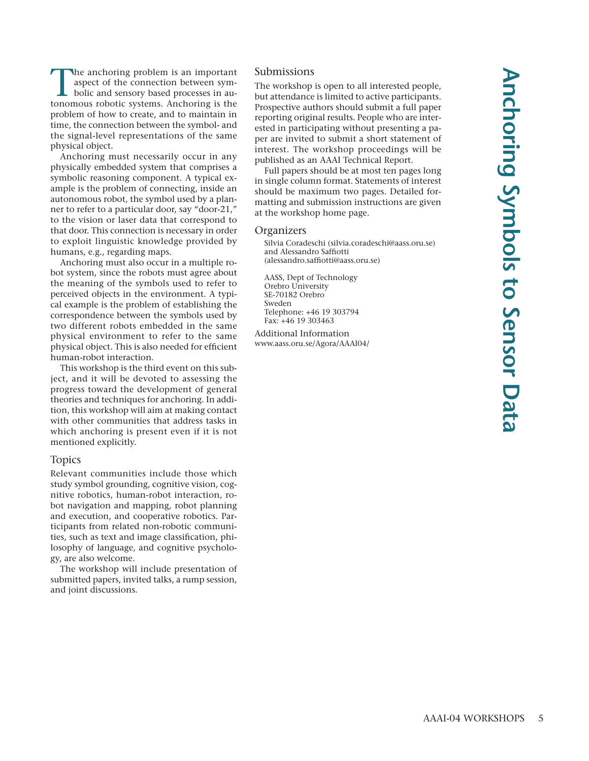# Anchoring Symbols to Sensor Data

The anchoring problem is an important aspect of the connection between symbolic and sensory based processes in autonomous robotic systems. Anchoring is the problem of how to create, and to maintain in time, the connection between the symbol- and the signal-level representations of the same physical object.

Anchoring must necessarily occur in any physically embedded system that comprises a symbolic reasoning component. A typical example is the problem of connecting, inside an autonomous robot, the symbol used by a planner to refer to a particular door, say "door-21," to the vision or laser data that correspond to that door. This connection is necessary in order to exploit linguistic knowledge provided by humans, e.g., regarding maps.

Anchoring must also occur in a multiple robot system, since the robots must agree about the meaning of the symbols used to refer to perceived objects in the environment. A typical example is the problem of establishing the correspondence between the symbols used by two different robots embedded in the same physical environment to refer to the same physical object. This is also needed for efficient human-robot interaction.

This workshop is the third event on this subject, and it will be devoted to assessing the progress toward the development of general theories and techniques for anchoring. In addition, this workshop will aim at making contact with other communities that address tasks in which anchoring is present even if it is not mentioned explicitly.

## Topics

Relevant communities include those which study symbol grounding, cognitive vision, cognitive robotics, human-robot interaction, robot navigation and mapping, robot planning and execution, and cooperative robotics. Participants from related non-robotic communities, such as text and image classification, philosophy of language, and cognitive psychology, are also welcome.

The workshop will include presentation of submitted papers, invited talks, a rump session, and joint discussions.

## Submissions

The workshop is open to all interested people, but attendance is limited to active participants. Prospective authors should submit a full paper reporting original results. People who are interested in participating without presenting a paper are invited to submit a short statement of interest. The workshop proceedings will be published as an AAAI Technical Report.

Full papers should be at most ten pages long in single column format. Statements of interest should be maximum two pages. Detailed formatting and submission instructions are given at the workshop home page.

## Organizers

Silvia Coradeschi (silvia.coradeschi@aass.oru.se) and Alessandro Saffiotti (alessandro.saffiotti@aass.oru.se)

AASS, Dept of Technology
Orebro University
SE-70182 Orebro
Sweden
Telephone: +46 19 303794
Fax: +46 19 303463

Additional Information
www.aass.oru.se/Agora/AAAI04/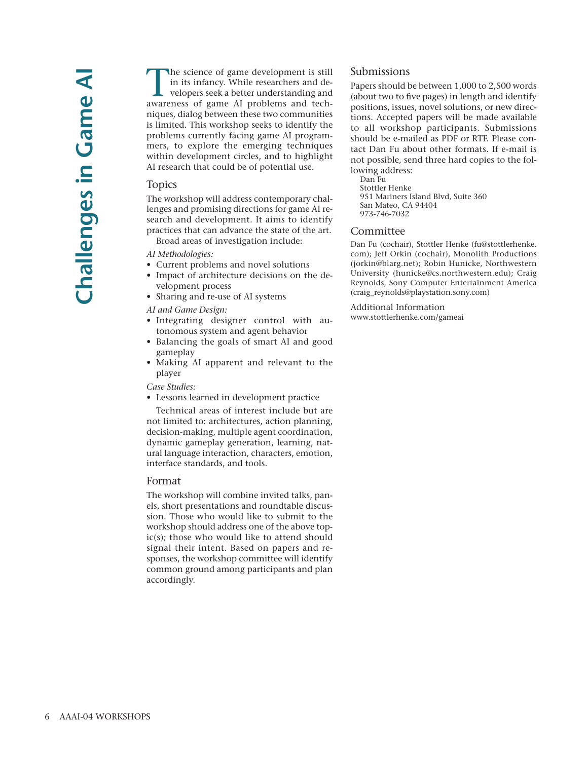# Challenges in Game AI

The science of game development is still in its infancy. While researchers and developers seek a better understanding and awareness of game AI problems and techniques, dialog between these two communities is limited. This workshop seeks to identify the problems currently facing game AI programmers, to explore the emerging techniques within development circles, and to highlight AI research that could be of potential use.

## Topics

The workshop will address contemporary challenges and promising directions for game AI research and development. It aims to identify practices that can advance the state of the art.

Broad areas of investigation include:

*AI Methodologies:*

- Current problems and novel solutions
- Impact of architecture decisions on the development process
- Sharing and re-use of AI systems

*AI and Game Design:*

- Integrating designer control with autonomous system and agent behavior
- Balancing the goals of smart AI and good gameplay
- Making AI apparent and relevant to the player

*Case Studies:*

- Lessons learned in development practice

Technical areas of interest include but are not limited to: architectures, action planning, decision-making, multiple agent coordination, dynamic gameplay generation, learning, natural language interaction, characters, emotion, interface standards, and tools.

## Format

The workshop will combine invited talks, panels, short presentations and roundtable discussion. Those who would like to submit to the workshop should address one of the above topic(s); those who would like to attend should signal their intent. Based on papers and responses, the workshop committee will identify common ground among participants and plan accordingly.

## Submissions

Papers should be between 1,000 to 2,500 words (about two to five pages) in length and identify positions, issues, novel solutions, or new directions. Accepted papers will be made available to all workshop participants. Submissions should be e-mailed as PDF or RTF. Please contact Dan Fu about other formats. If e-mail is not possible, send three hard copies to the following address:

Dan Fu
Stottler Henke
951 Mariners Island Blvd, Suite 360
San Mateo, CA 94404
973-746-7032

## Committee

Dan Fu (cochair), Stottler Henke (fu@stottlerhenke.com); Jeff Orkin (cochair), Monolith Productions (jorkin@blarg.net); Robin Hunicke, Northwestern University (hunicke@cs.northwestern.edu); Craig Reynolds, Sony Computer Entertainment America (craig_reynolds@playstation.sony.com)

## Additional Information

www.stottlerhenke.com/gameai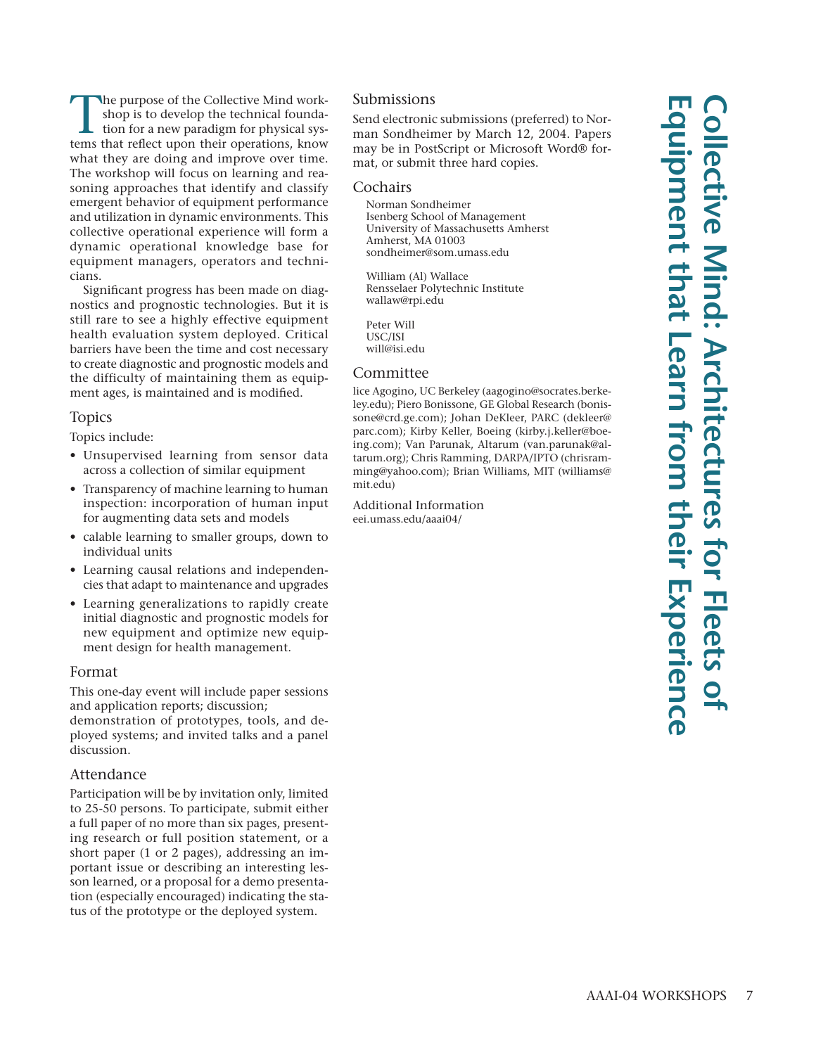# Collective Mind: Architectures for Fleets of Equipment that Learn from their Experience

The purpose of the Collective Mind workshop is to develop the technical foundation for a new paradigm for physical systems that reflect upon their operations, know what they are doing and improve over time. The workshop will focus on learning and reasoning approaches that identify and classify emergent behavior of equipment performance and utilization in dynamic environments. This collective operational experience will form a dynamic operational knowledge base for equipment managers, operators and technicians.

Significant progress has been made on diagnostics and prognostic technologies. But it is still rare to see a highly effective equipment health evaluation system deployed. Critical barriers have been the time and cost necessary to create diagnostic and prognostic models and the difficulty of maintaining them as equipment ages, is maintained and is modified.

## Topics

Topics include:

- Unsupervised learning from sensor data across a collection of similar equipment
- Transparency of machine learning to human inspection: incorporation of human input for augmenting data sets and models
- calable learning to smaller groups, down to individual units
- Learning causal relations and independencies that adapt to maintenance and upgrades
- Learning generalizations to rapidly create initial diagnostic and prognostic models for new equipment and optimize new equipment design for health management.

## Format

This one-day event will include paper sessions and application reports; discussion; demonstration of prototypes, tools, and deployed systems; and invited talks and a panel discussion.

## Attendance

Participation will be by invitation only, limited to 25-50 persons. To participate, submit either a full paper of no more than six pages, presenting research or full position statement, or a short paper (1 or 2 pages), addressing an important issue or describing an interesting lesson learned, or a proposal for a demo presentation (especially encouraged) indicating the status of the prototype or the deployed system.

## Submissions

Send electronic submissions (preferred) to Norman Sondheimer by March 12, 2004. Papers may be in PostScript or Microsoft Word® format, or submit three hard copies.

## Cochairs

Norman Sondheimer  
Isenberg School of Management  
University of Massachusetts Amherst  
Amherst, MA 01003  
sondheimer@som.umass.edu

William (Al) Wallace  
Rensselaer Polytechnic Institute  
wallaw@rpi.edu

Peter Will  
USC/ISI  
will@isi.edu

## Committee

lice Agogino, UC Berkeley (aagogino@socrates.berkeley.edu); Piero Bonissone, GE Global Research (bonissone@crd.ge.com); Johan DeKleer, PARC (dekleer@parc.com); Kirby Keller, Boeing (kirby.j.keller@boeing.com); Van Parunak, Altarum (van.parunak@altarum.org); Chris Ramming, DARPA/IPTO (chrisramming@yahoo.com); Brian Williams, MIT (williams@mit.edu)

Additional Information  
eei.umass.edu/aaai04/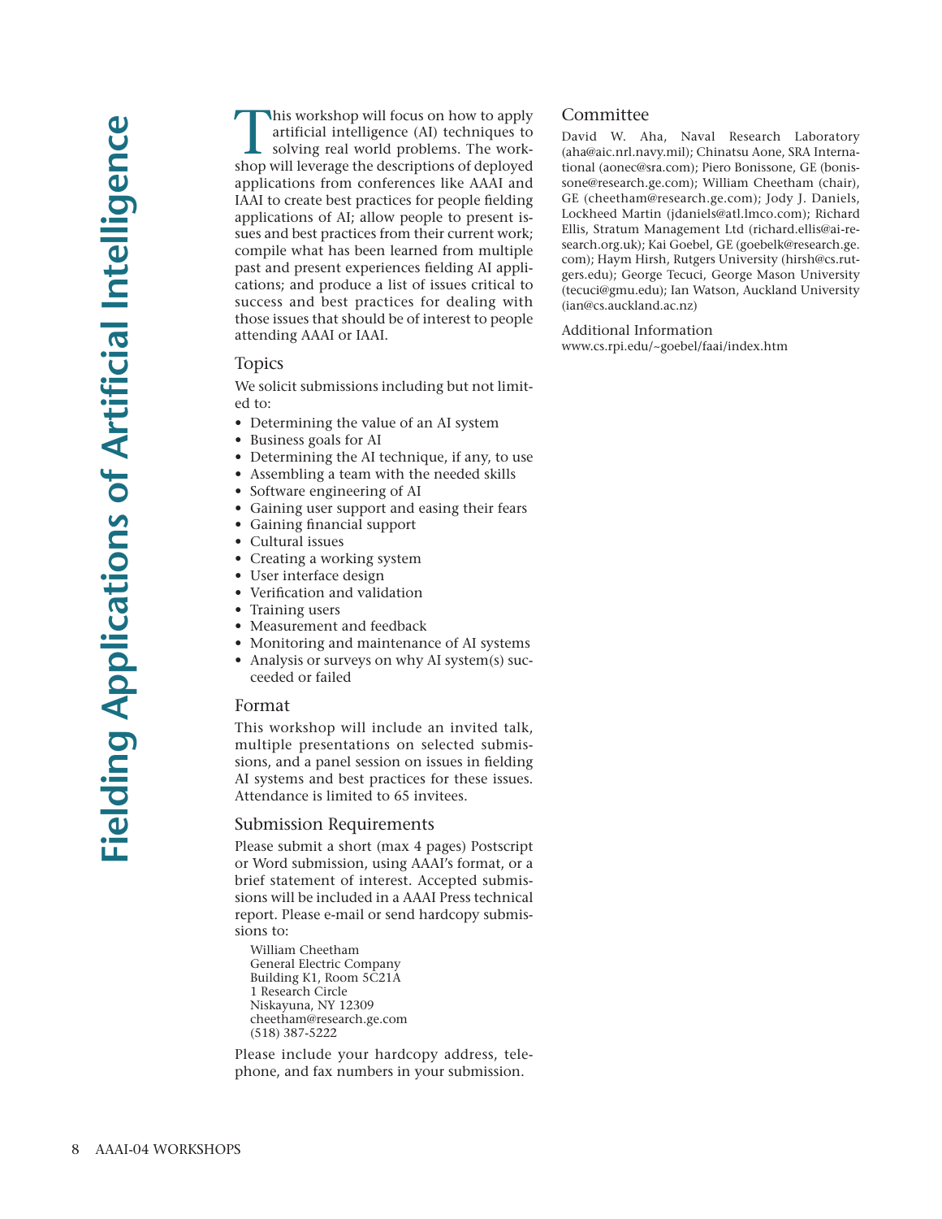# Fielding Applications of Artificial Intelligence

This workshop will focus on how to apply artificial intelligence (AI) techniques to solving real world problems. The workshop will leverage the descriptions of deployed applications from conferences like AAAI and IAAI to create best practices for people fielding applications of AI; allow people to present issues and best practices from their current work; compile what has been learned from multiple past and present experiences fielding AI applications; and produce a list of issues critical to success and best practices for dealing with those issues that should be of interest to people attending AAAI or IAAI.

## Topics

We solicit submissions including but not limited to:

- Determining the value of an AI system
- Business goals for AI
- Determining the AI technique, if any, to use
- Assembling a team with the needed skills
- Software engineering of AI
- Gaining user support and easing their fears
- Gaining financial support
- Cultural issues
- Creating a working system
- User interface design
- Verification and validation
- Training users
- Measurement and feedback
- Monitoring and maintenance of AI systems
- Analysis or surveys on why AI system(s) succeeded or failed

## Format

This workshop will include an invited talk, multiple presentations on selected submissions, and a panel session on issues in fielding AI systems and best practices for these issues. Attendance is limited to 65 invitees.

## Submission Requirements

Please submit a short (max 4 pages) Postscript or Word submission, using AAAI's format, or a brief statement of interest. Accepted submissions will be included in a AAAI Press technical report. Please e-mail or send hardcopy submissions to:

William Cheetham
General Electric Company
Building K1, Room 5C21A
1 Research Circle
Niskayuna, NY 12309
cheetham@research.ge.com
(518) 387-5222

Please include your hardcopy address, telephone, and fax numbers in your submission.

## Committee

David W. Aha, Naval Research Laboratory (aha@aic.nrl.navy.mil); Chinatsu Aone, SRA International (aonec@sra.com); Piero Bonissone, GE (bonissone@research.ge.com); William Cheetham (chair), GE (cheetham@research.ge.com); Jody J. Daniels, Lockheed Martin (jdaniels@atl.lmco.com); Richard Ellis, Stratum Management Ltd (richard.ellis@ai-research.org.uk); Kai Goebel, GE (goebelk@research.ge.com); Haym Hirsh, Rutgers University (hirsh@cs.rutgers.edu); George Tecuci, George Mason University (tecuci@gmu.edu); Ian Watson, Auckland University (ian@cs.auckland.ac.nz)

## Additional Information

www.cs.rpi.edu/~goebel/faai/index.htm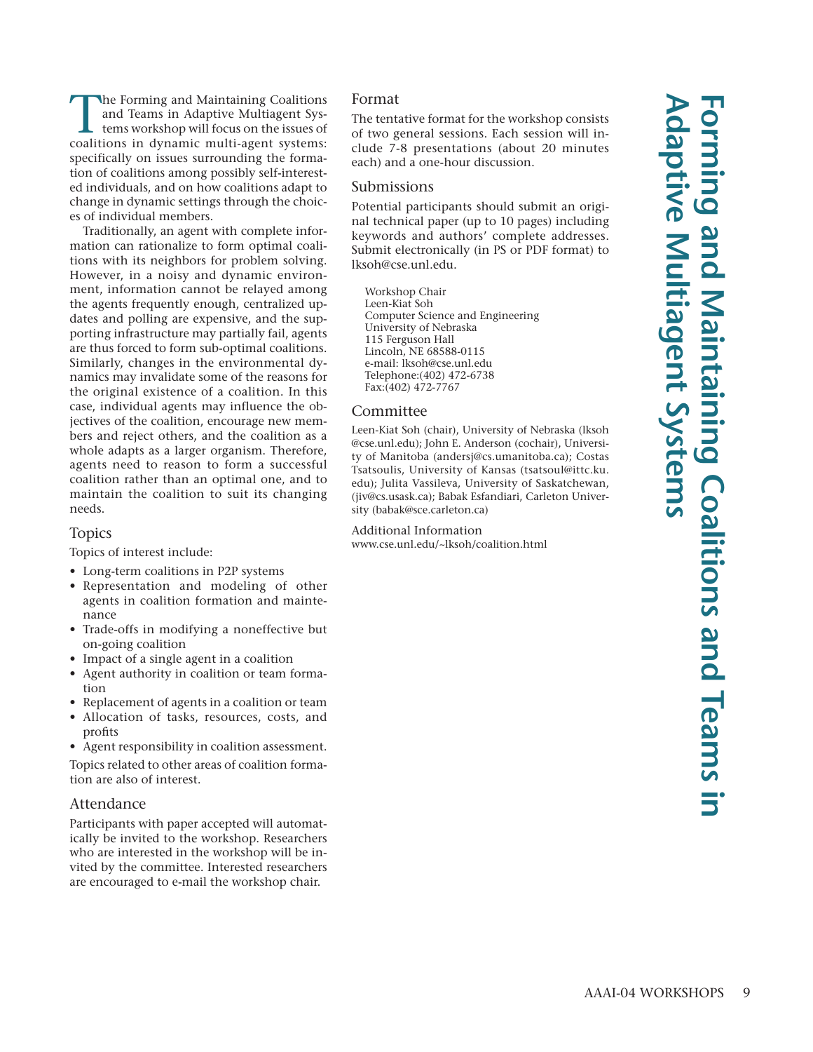# Forming and Maintaining Coalitions and Teams in Adaptive Multiagent Systems

The Forming and Maintaining Coalitions and Teams in Adaptive Multiagent Systems workshop will focus on the issues of coalitions in dynamic multi-agent systems: specifically on issues surrounding the formation of coalitions among possibly self-interested individuals, and on how coalitions adapt to change in dynamic settings through the choices of individual members.

Traditionally, an agent with complete information can rationalize to form optimal coalitions with its neighbors for problem solving. However, in a noisy and dynamic environment, information cannot be relayed among the agents frequently enough, centralized updates and polling are expensive, and the supporting infrastructure may partially fail, agents are thus forced to form sub-optimal coalitions. Similarly, changes in the environmental dynamics may invalidate some of the reasons for the original existence of a coalition. In this case, individual agents may influence the objectives of the coalition, encourage new members and reject others, and the coalition as a whole adapts as a larger organism. Therefore, agents need to reason to form a successful coalition rather than an optimal one, and to maintain the coalition to suit its changing needs.

## Topics

Topics of interest include:

- Long-term coalitions in P2P systems
- Representation and modeling of other agents in coalition formation and maintenance
- Trade-offs in modifying a noneffective but on-going coalition
- Impact of a single agent in a coalition
- Agent authority in coalition or team formation
- Replacement of agents in a coalition or team
- Allocation of tasks, resources, costs, and profits
- Agent responsibility in coalition assessment.

Topics related to other areas of coalition formation are also of interest.

## Attendance

Participants with paper accepted will automatically be invited to the workshop. Researchers who are interested in the workshop will be invited by the committee. Interested researchers are encouraged to e-mail the workshop chair.

## Format

The tentative format for the workshop consists of two general sessions. Each session will include 7-8 presentations (about 20 minutes each) and a one-hour discussion.

## Submissions

Potential participants should submit an original technical paper (up to 10 pages) including keywords and authors' complete addresses. Submit electronically (in PS or PDF format) to lksoh@cse.unl.edu.

Workshop Chair  
Leen-Kiat Soh  
Computer Science and Engineering  
University of Nebraska  
115 Ferguson Hall  
Lincoln, NE 68588-0115  
e-mail: lksoh@cse.unl.edu  
Telephone:(402) 472-6738  
Fax:(402) 472-7767

## Committee

Leen-Kiat Soh (chair), University of Nebraska (lksoh@cse.unl.edu); John E. Anderson (cochair), University of Manitoba (andersj@cs.umanitoba.ca); Costas Tsatsoulis, University of Kansas (tsatsoul@ittc.ku.edu); Julita Vassileva, University of Saskatchewan, (jiv@cs.usask.ca); Babak Esfandiari, Carleton University (babak@sce.carleton.ca)

Additional Information  
www.cse.unl.edu/~lksoh/coalition.html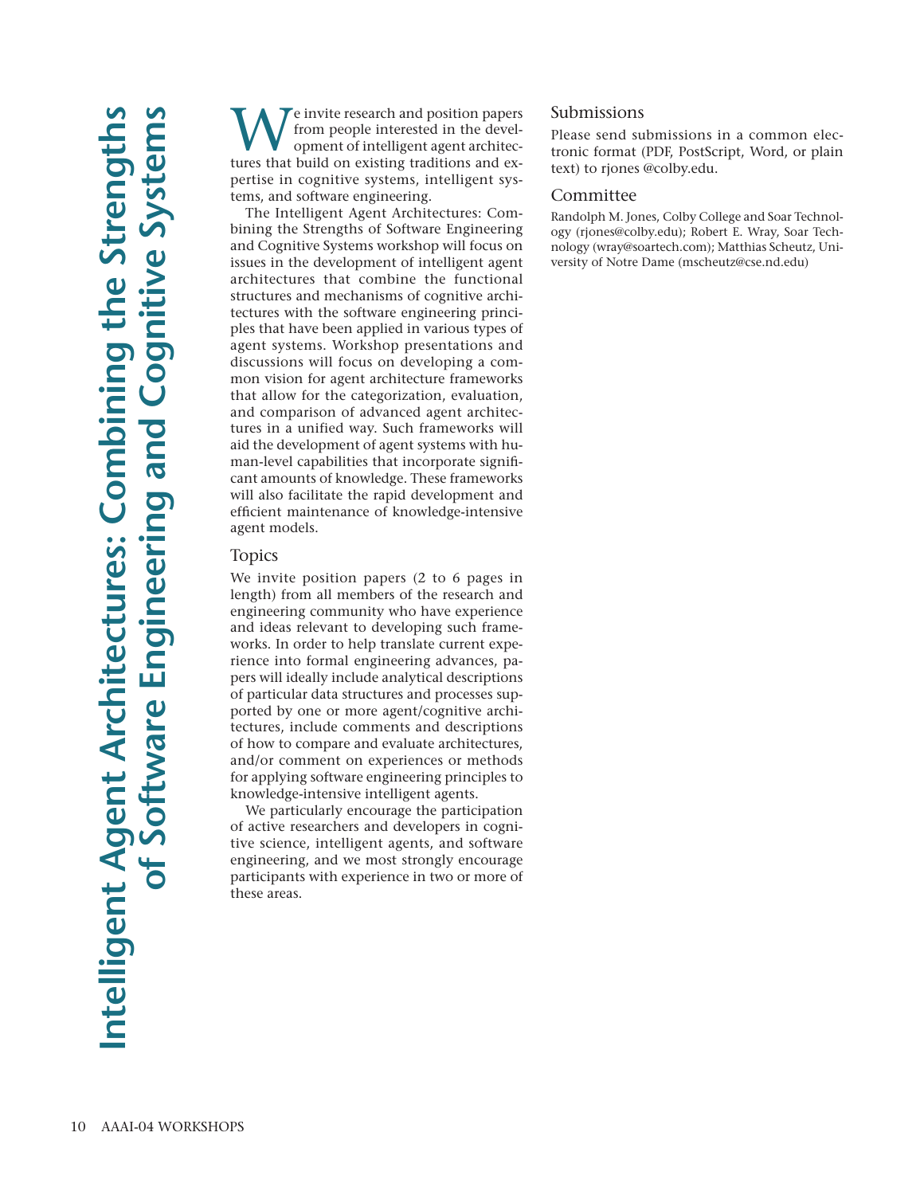# Intelligent Agent Architectures: Combining the Strengths of Software Engineering and Cognitive Systems

We invite research and position papers from people interested in the development of intelligent agent architectures that build on existing traditions and expertise in cognitive systems, intelligent systems, and software engineering.

The Intelligent Agent Architectures: Combining the Strengths of Software Engineering and Cognitive Systems workshop will focus on issues in the development of intelligent agent architectures that combine the functional structures and mechanisms of cognitive architectures with the software engineering principles that have been applied in various types of agent systems. Workshop presentations and discussions will focus on developing a common vision for agent architecture frameworks that allow for the categorization, evaluation, and comparison of advanced agent architectures in a unified way. Such frameworks will aid the development of agent systems with human-level capabilities that incorporate significant amounts of knowledge. These frameworks will also facilitate the rapid development and efficient maintenance of knowledge-intensive agent models.

## Topics

We invite position papers (2 to 6 pages in length) from all members of the research and engineering community who have experience and ideas relevant to developing such frameworks. In order to help translate current experience into formal engineering advances, papers will ideally include analytical descriptions of particular data structures and processes supported by one or more agent/cognitive architectures, include comments and descriptions of how to compare and evaluate architectures, and/or comment on experiences or methods for applying software engineering principles to knowledge-intensive intelligent agents.

We particularly encourage the participation of active researchers and developers in cognitive science, intelligent agents, and software engineering, and we most strongly encourage participants with experience in two or more of these areas.

## Submissions

Please send submissions in a common electronic format (PDF, PostScript, Word, or plain text) to rjones @colby.edu.

## Committee

Randolph M. Jones, Colby College and Soar Technology (rjones@colby.edu); Robert E. Wray, Soar Technology (wray@soartech.com); Matthias Scheutz, University of Notre Dame (mscheutz@cse.nd.edu)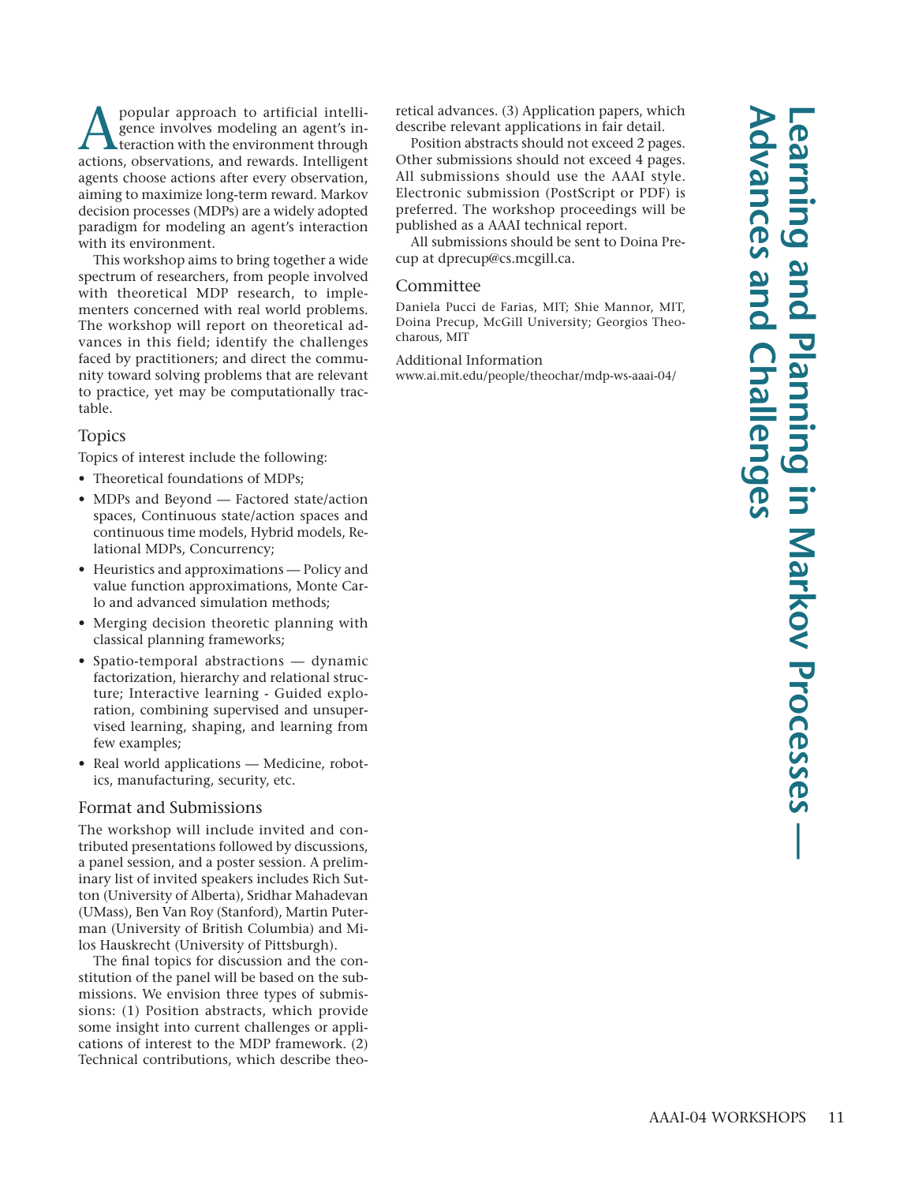# Learning and Planning in Markov Processes — Advances and Challenges

A popular approach to artificial intelligence involves modeling an agent's interaction with the environment through actions, observations, and rewards. Intelligent agents choose actions after every observation, aiming to maximize long-term reward. Markov decision processes (MDPs) are a widely adopted paradigm for modeling an agent's interaction with its environment.

This workshop aims to bring together a wide spectrum of researchers, from people involved with theoretical MDP research, to implementers concerned with real world problems. The workshop will report on theoretical advances in this field; identify the challenges faced by practitioners; and direct the community toward solving problems that are relevant to practice, yet may be computationally tractable.

## Topics

Topics of interest include the following:

- Theoretical foundations of MDPs;
- MDPs and Beyond — Factored state/action spaces, Continuous state/action spaces and continuous time models, Hybrid models, Relational MDPs, Concurrency;
- Heuristics and approximations — Policy and value function approximations, Monte Carlo and advanced simulation methods;
- Merging decision theoretic planning with classical planning frameworks;
- Spatio-temporal abstractions — dynamic factorization, hierarchy and relational structure; Interactive learning - Guided exploration, combining supervised and unsupervised learning, shaping, and learning from few examples;
- Real world applications — Medicine, robotics, manufacturing, security, etc.

## Format and Submissions

The workshop will include invited and contributed presentations followed by discussions, a panel session, and a poster session. A preliminary list of invited speakers includes Rich Sutton (University of Alberta), Sridhar Mahadevan (UMass), Ben Van Roy (Stanford), Martin Puterman (University of British Columbia) and Milos Hauskrecht (University of Pittsburgh).

The final topics for discussion and the constitution of the panel will be based on the submissions. We envision three types of submissions: (1) Position abstracts, which provide some insight into current challenges or applications of interest to the MDP framework. (2) Technical contributions, which describe theoretical advances. (3) Application papers, which describe relevant applications in fair detail.

Position abstracts should not exceed 2 pages. Other submissions should not exceed 4 pages. All submissions should use the AAAI style. Electronic submission (PostScript or PDF) is preferred. The workshop proceedings will be published as a AAAI technical report.

All submissions should be sent to Doina Precup at dprecup@cs.mcgill.ca.

## Committee

Daniela Pucci de Farias, MIT; Shie Mannor, MIT, Doina Precup, McGill University; Georgios Theocharous, MIT

Additional Information
www.ai.mit.edu/people/theochar/mdp-ws-aaai-04/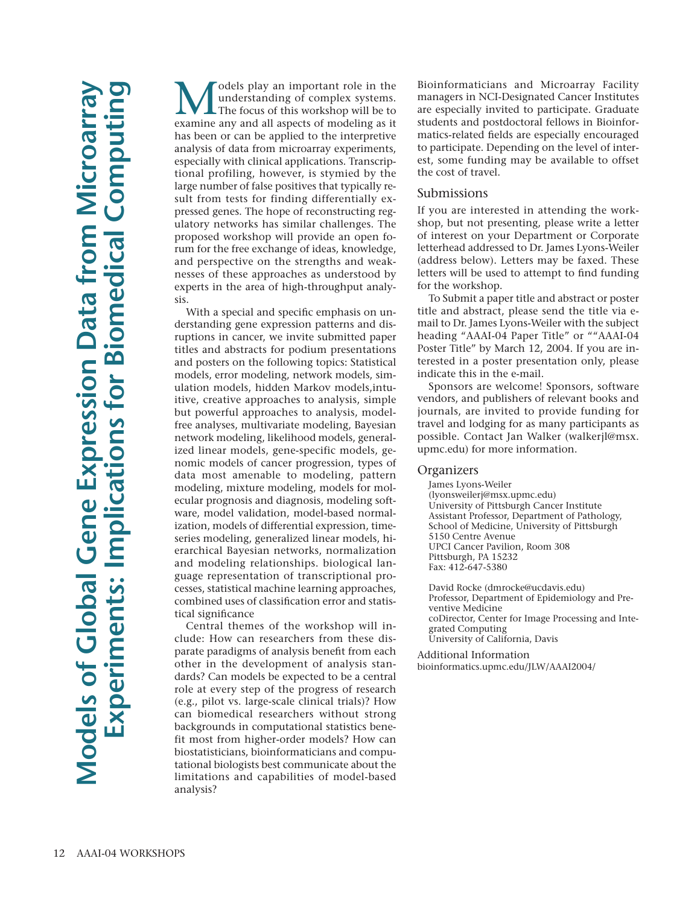# Models of Global Gene Expression Data from Microarray Experiments: Implications for Biomedical Computing

Models play an important role in the understanding of complex systems. The focus of this workshop will be to examine any and all aspects of modeling as it has been or can be applied to the interpretive analysis of data from microarray experiments, especially with clinical applications. Transcriptional profiling, however, is stymied by the large number of false positives that typically result from tests for finding differentially expressed genes. The hope of reconstructing regulatory networks has similar challenges. The proposed workshop will provide an open forum for the free exchange of ideas, knowledge, and perspective on the strengths and weaknesses of these approaches as understood by experts in the area of high-throughput analysis.

With a special and specific emphasis on understanding gene expression patterns and disruptions in cancer, we invite submitted paper titles and abstracts for podium presentations and posters on the following topics: Statistical models, error modeling, network models, simulation models, hidden Markov models,intuitive, creative approaches to analysis, simple but powerful approaches to analysis, model-free analyses, multivariate modeling, Bayesian network modeling, likelihood models, generalized linear models, gene-specific models, genomic models of cancer progression, types of data most amenable to modeling, pattern modeling, mixture modeling, models for molecular prognosis and diagnosis, modeling software, model validation, model-based normalization, models of differential expression, time-series modeling, generalized linear models, hierarchical Bayesian networks, normalization and modeling relationships. biological language representation of transcriptional processes, statistical machine learning approaches, combined uses of classification error and statistical significance

Central themes of the workshop will include: How can researchers from these disparate paradigms of analysis benefit from each other in the development of analysis standards? Can models be expected to be a central role at every step of the progress of research (e.g., pilot vs. large-scale clinical trials)? How can biomedical researchers without strong backgrounds in computational statistics benefit most from higher-order models? How can biostatisticians, bioinformaticians and computational biologists best communicate about the limitations and capabilities of model-based analysis?

Bioinformaticians and Microarray Facility managers in NCI-Designated Cancer Institutes are especially invited to participate. Graduate students and postdoctoral fellows in Bioinformatics-related fields are especially encouraged to participate. Depending on the level of interest, some funding may be available to offset the cost of travel.

## Submissions

If you are interested in attending the workshop, but not presenting, please write a letter of interest on your Department or Corporate letterhead addressed to Dr. James Lyons-Weiler (address below). Letters may be faxed. These letters will be used to attempt to find funding for the workshop.

To Submit a paper title and abstract or poster title and abstract, please send the title via e-mail to Dr. James Lyons-Weiler with the subject heading "AAAI-04 Paper Title" or ""AAAI-04 Poster Title" by March 12, 2004. If you are interested in a poster presentation only, please indicate this in the e-mail.

Sponsors are welcome! Sponsors, software vendors, and publishers of relevant books and journals, are invited to provide funding for travel and lodging for as many participants as possible. Contact Jan Walker (walkerjl@msx.upmc.edu) for more information.

## Organizers

James Lyons-Weiler
(lyonsweilerj@msx.upmc.edu)
University of Pittsburgh Cancer Institute
Assistant Professor, Department of Pathology, School of Medicine, University of Pittsburgh
5150 Centre Avenue
UPCI Cancer Pavilion, Room 308
Pittsburgh, PA 15232
Fax: 412-647-5380

David Rocke (dmrocke@ucdavis.edu)
Professor, Department of Epidemiology and Preventive Medicine
coDirector, Center for Image Processing and Integrated Computing
University of California, Davis

Additional Information
bioinformatics.upmc.edu/JLW/AAAI2004/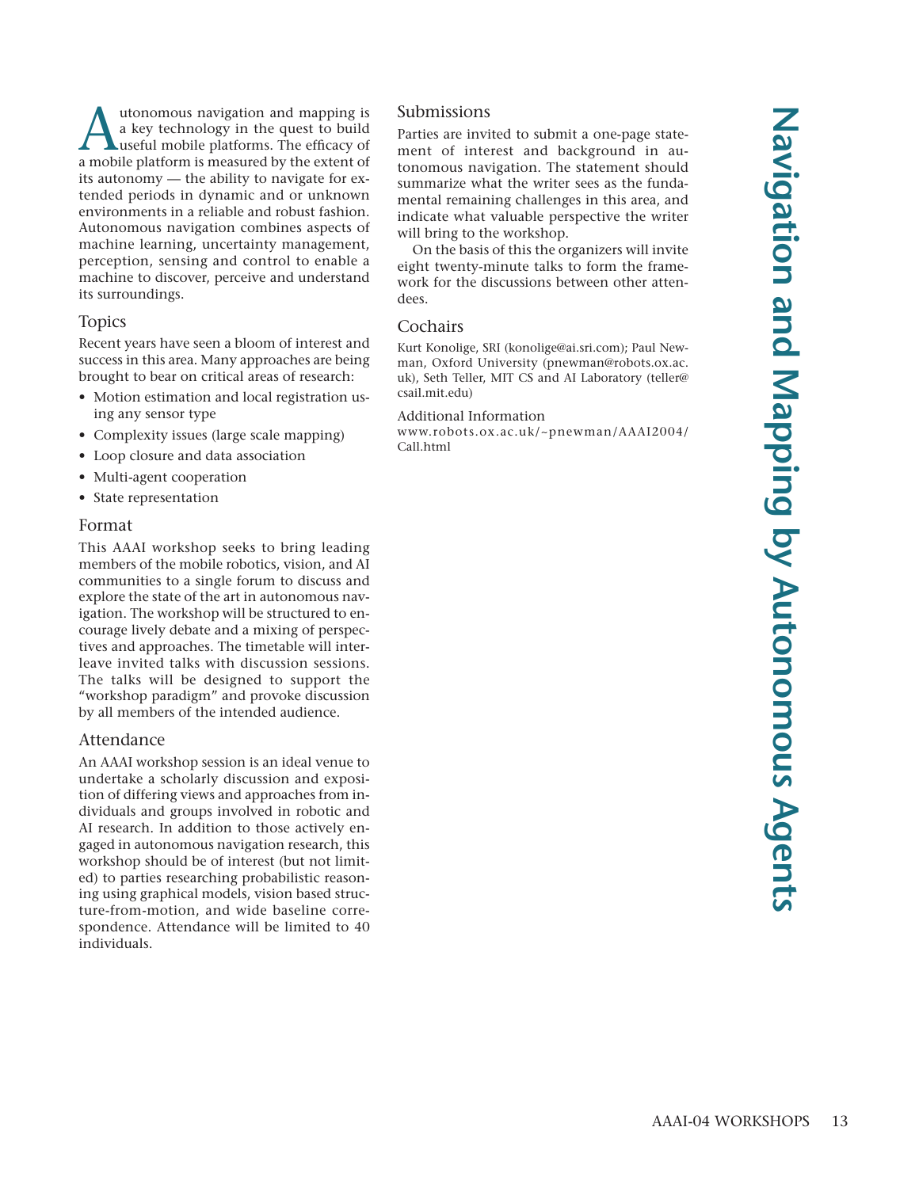# Navigation and Mapping by Autonomous Agents

Autonomous navigation and mapping is a key technology in the quest to build useful mobile platforms. The efficacy of a mobile platform is measured by the extent of its autonomy — the ability to navigate for extended periods in dynamic and or unknown environments in a reliable and robust fashion. Autonomous navigation combines aspects of machine learning, uncertainty management, perception, sensing and control to enable a machine to discover, perceive and understand its surroundings.

## Topics

Recent years have seen a bloom of interest and success in this area. Many approaches are being brought to bear on critical areas of research:

- Motion estimation and local registration using any sensor type
- Complexity issues (large scale mapping)
- Loop closure and data association
- Multi-agent cooperation
- State representation

## Format

This AAAI workshop seeks to bring leading members of the mobile robotics, vision, and AI communities to a single forum to discuss and explore the state of the art in autonomous navigation. The workshop will be structured to encourage lively debate and a mixing of perspectives and approaches. The timetable will interleave invited talks with discussion sessions. The talks will be designed to support the "workshop paradigm" and provoke discussion by all members of the intended audience.

## Attendance

An AAAI workshop session is an ideal venue to undertake a scholarly discussion and exposition of differing views and approaches from individuals and groups involved in robotic and AI research. In addition to those actively engaged in autonomous navigation research, this workshop should be of interest (but not limited) to parties researching probabilistic reasoning using graphical models, vision based structure-from-motion, and wide baseline correspondence. Attendance will be limited to 40 individuals.

## Submissions

Parties are invited to submit a one-page statement of interest and background in autonomous navigation. The statement should summarize what the writer sees as the fundamental remaining challenges in this area, and indicate what valuable perspective the writer will bring to the workshop.

On the basis of this the organizers will invite eight twenty-minute talks to form the framework for the discussions between other attendees.

## Cochairs

Kurt Konolige, SRI (konolige@ai.sri.com); Paul Newman, Oxford University (pnewman@robots.ox.ac.uk), Seth Teller, MIT CS and AI Laboratory (teller@csail.mit.edu)

### Additional Information

www.robots.ox.ac.uk/~pnewman/AAAI2004/Call.html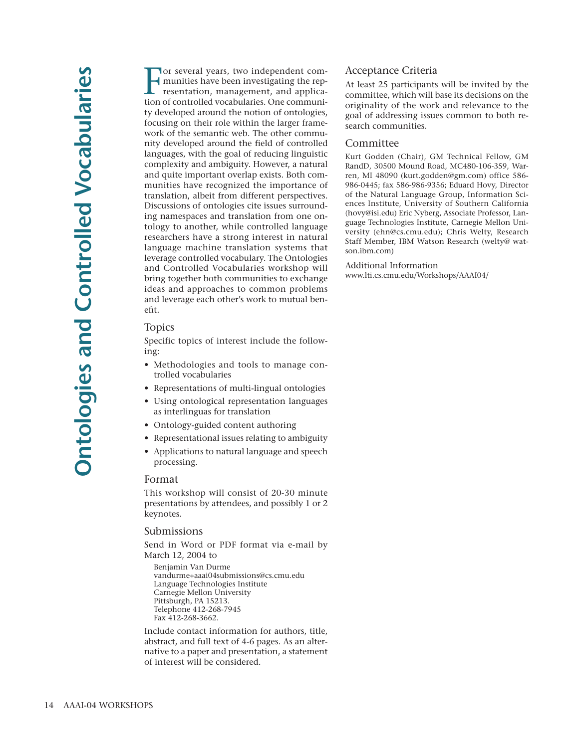# Ontologies and Controlled Vocabularies

For several years, two independent communities have been investigating the representation, management, and application of controlled vocabularies. One community developed around the notion of ontologies, focusing on their role within the larger framework of the semantic web. The other community developed around the field of controlled languages, with the goal of reducing linguistic complexity and ambiguity. However, a natural and quite important overlap exists. Both communities have recognized the importance of translation, albeit from different perspectives. Discussions of ontologies cite issues surrounding namespaces and translation from one ontology to another, while controlled language researchers have a strong interest in natural language machine translation systems that leverage controlled vocabulary. The Ontologies and Controlled Vocabularies workshop will bring together both communities to exchange ideas and approaches to common problems and leverage each other's work to mutual benefit.

## Topics

Specific topics of interest include the following:

- Methodologies and tools to manage controlled vocabularies
- Representations of multi-lingual ontologies
- Using ontological representation languages as interlinguas for translation
- Ontology-guided content authoring
- Representational issues relating to ambiguity
- Applications to natural language and speech processing.

## Format

This workshop will consist of 20-30 minute presentations by attendees, and possibly 1 or 2 keynotes.

## Submissions

Send in Word or PDF format via e-mail by March 12, 2004 to

Benjamin Van Durme
vandurme+aaai04submissions@cs.cmu.edu
Language Technologies Institute
Carnegie Mellon University
Pittsburgh, PA 15213.
Telephone 412-268-7945
Fax 412-268-3662.

Include contact information for authors, title, abstract, and full text of 4-6 pages. As an alternative to a paper and presentation, a statement of interest will be considered.

## Acceptance Criteria

At least 25 participants will be invited by the committee, which will base its decisions on the originality of the work and relevance to the goal of addressing issues common to both research communities.

## Committee

Kurt Godden (Chair), GM Technical Fellow, GM RandD, 30500 Mound Road, MC480-106-359, Warren, MI 48090 (kurt.godden@gm.com) office 586-986-0445; fax 586-986-9356; Eduard Hovy, Director of the Natural Language Group, Information Sciences Institute, University of Southern California (hovy@isi.edu) Eric Nyberg, Associate Professor, Language Technologies Institute, Carnegie Mellon University (ehn@cs.cmu.edu); Chris Welty, Research Staff Member, IBM Watson Research (welty@watson.ibm.com)

## Additional Information

www.lti.cs.cmu.edu/Workshops/AAAI04/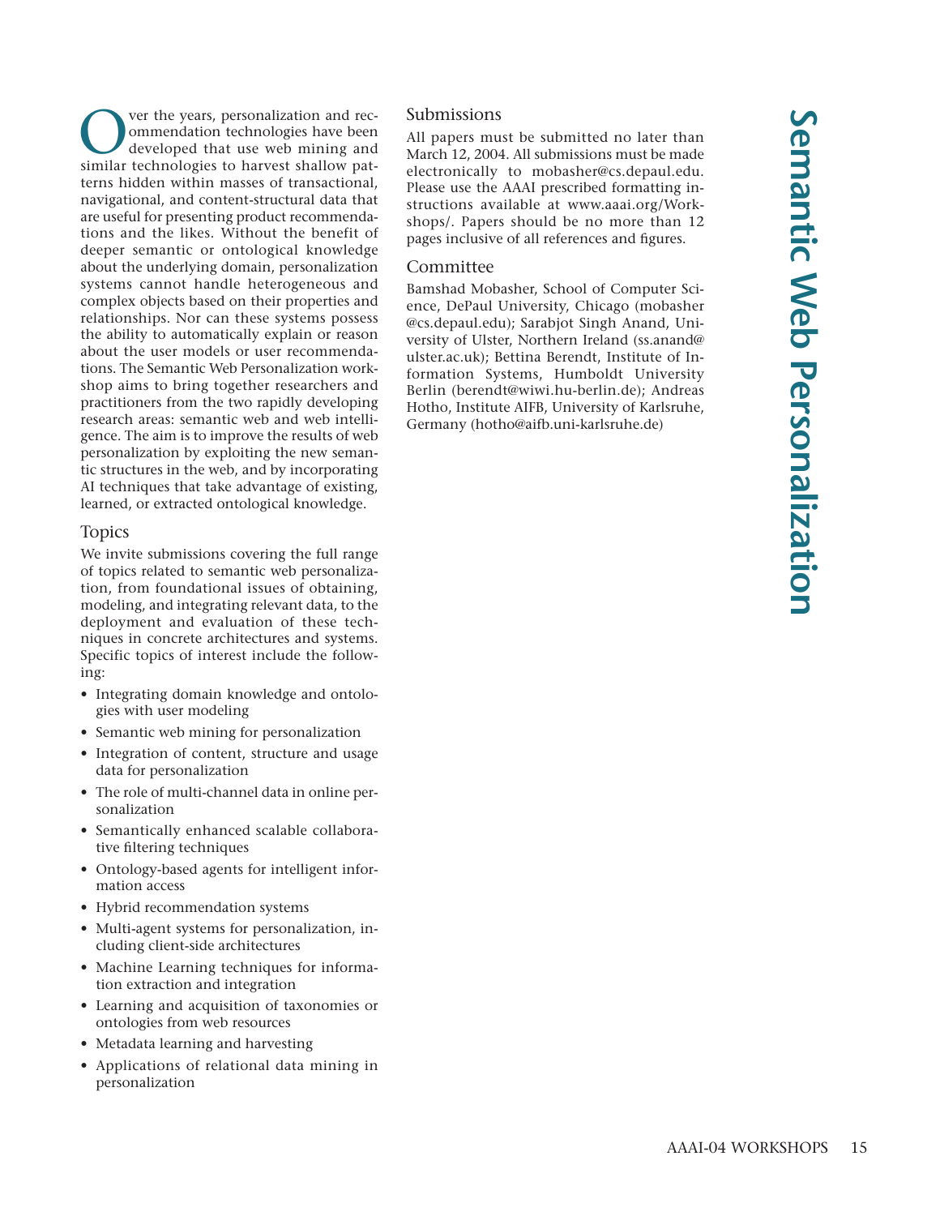# Semantic Web Personalization

Over the years, personalization and recommendation technologies have been developed that use web mining and similar technologies to harvest shallow patterns hidden within masses of transactional, navigational, and content-structural data that are useful for presenting product recommendations and the likes. Without the benefit of deeper semantic or ontological knowledge about the underlying domain, personalization systems cannot handle heterogeneous and complex objects based on their properties and relationships. Nor can these systems possess the ability to automatically explain or reason about the user models or user recommendations. The Semantic Web Personalization workshop aims to bring together researchers and practitioners from the two rapidly developing research areas: semantic web and web intelligence. The aim is to improve the results of web personalization by exploiting the new semantic structures in the web, and by incorporating AI techniques that take advantage of existing, learned, or extracted ontological knowledge.

## Topics

We invite submissions covering the full range of topics related to semantic web personalization, from foundational issues of obtaining, modeling, and integrating relevant data, to the deployment and evaluation of these techniques in concrete architectures and systems. Specific topics of interest include the following:

- Integrating domain knowledge and ontologies with user modeling
- Semantic web mining for personalization
- Integration of content, structure and usage data for personalization
- The role of multi-channel data in online personalization
- Semantically enhanced scalable collaborative filtering techniques
- Ontology-based agents for intelligent information access
- Hybrid recommendation systems
- Multi-agent systems for personalization, including client-side architectures
- Machine Learning techniques for information extraction and integration
- Learning and acquisition of taxonomies or ontologies from web resources
- Metadata learning and harvesting
- Applications of relational data mining in personalization

## Submissions

All papers must be submitted no later than March 12, 2004. All submissions must be made electronically to mobasher@cs.depaul.edu. Please use the AAAI prescribed formatting instructions available at www.aaai.org/Workshops/. Papers should be no more than 12 pages inclusive of all references and figures.

## Committee

Bamshad Mobasher, School of Computer Science, DePaul University, Chicago (mobasher@cs.depaul.edu); Sarabjot Singh Anand, University of Ulster, Northern Ireland (ss.anand@ulster.ac.uk); Bettina Berendt, Institute of Information Systems, Humboldt University Berlin (berendt@wiwi.hu-berlin.de); Andreas Hotho, Institute AIFB, University of Karlsruhe, Germany (hotho@aifb.uni-karlsruhe.de)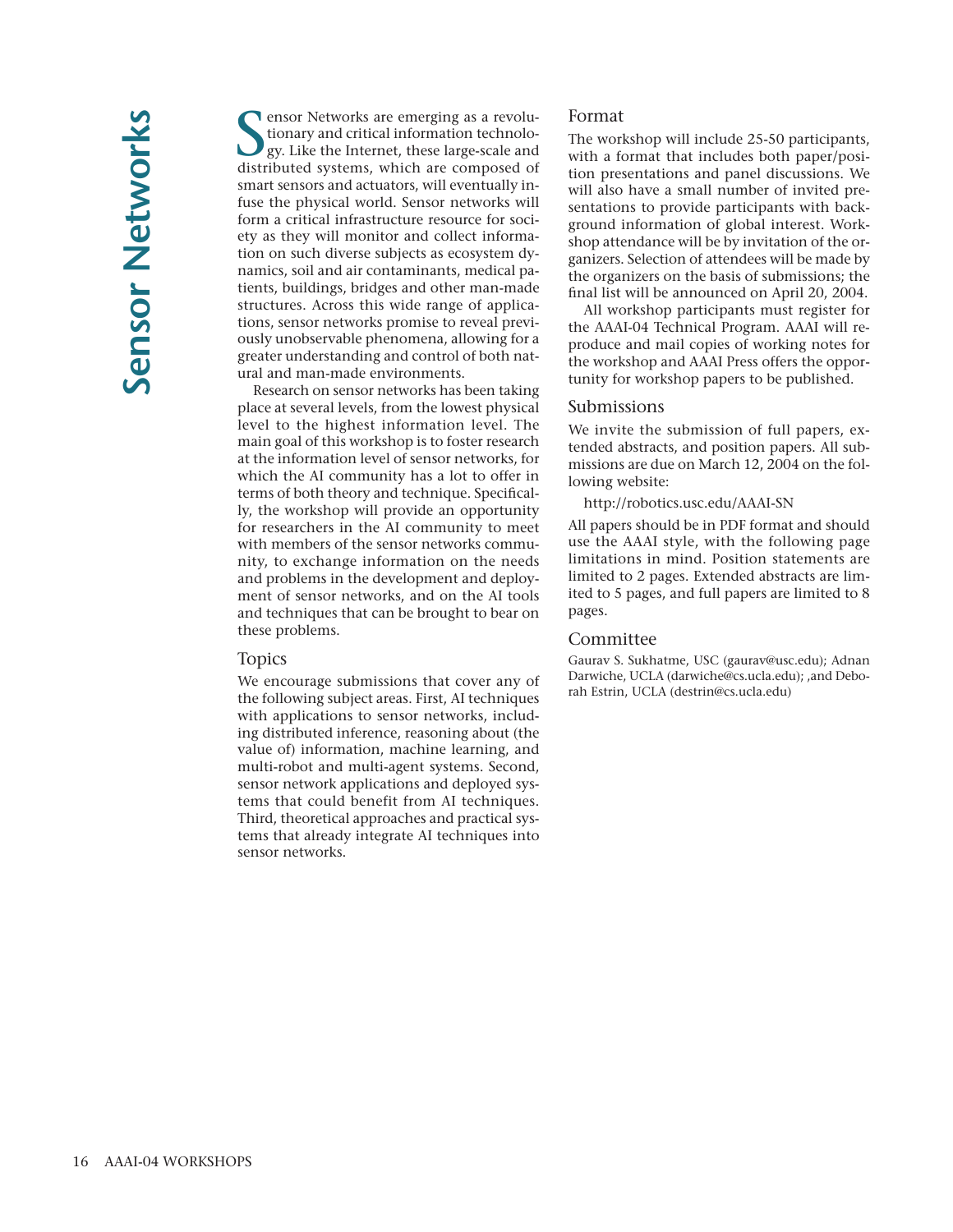# Sensor Networks

Sensor Networks are emerging as a revolutionary and critical information technology. Like the Internet, these large-scale and distributed systems, which are composed of smart sensors and actuators, will eventually infuse the physical world. Sensor networks will form a critical infrastructure resource for society as they will monitor and collect information on such diverse subjects as ecosystem dynamics, soil and air contaminants, medical patients, buildings, bridges and other man-made structures. Across this wide range of applications, sensor networks promise to reveal previously unobservable phenomena, allowing for a greater understanding and control of both natural and man-made environments.

Research on sensor networks has been taking place at several levels, from the lowest physical level to the highest information level. The main goal of this workshop is to foster research at the information level of sensor networks, for which the AI community has a lot to offer in terms of both theory and technique. Specifically, the workshop will provide an opportunity for researchers in the AI community to meet with members of the sensor networks community, to exchange information on the needs and problems in the development and deployment of sensor networks, and on the AI tools and techniques that can be brought to bear on these problems.

## Topics

We encourage submissions that cover any of the following subject areas. First, AI techniques with applications to sensor networks, including distributed inference, reasoning about (the value of) information, machine learning, and multi-robot and multi-agent systems. Second, sensor network applications and deployed systems that could benefit from AI techniques. Third, theoretical approaches and practical systems that already integrate AI techniques into sensor networks.

## Format

The workshop will include 25-50 participants, with a format that includes both paper/position presentations and panel discussions. We will also have a small number of invited presentations to provide participants with background information of global interest. Workshop attendance will be by invitation of the organizers. Selection of attendees will be made by the organizers on the basis of submissions; the final list will be announced on April 20, 2004.

All workshop participants must register for the AAAI-04 Technical Program. AAAI will reproduce and mail copies of working notes for the workshop and AAAI Press offers the opportunity for workshop papers to be published.

## Submissions

We invite the submission of full papers, extended abstracts, and position papers. All submissions are due on March 12, 2004 on the following website:

http://robotics.usc.edu/AAAI-SN

All papers should be in PDF format and should use the AAAI style, with the following page limitations in mind. Position statements are limited to 2 pages. Extended abstracts are limited to 5 pages, and full papers are limited to 8 pages.

## Committee

Gaurav S. Sukhatme, USC (gaurav@usc.edu); Adnan Darwiche, UCLA (darwiche@cs.ucla.edu); ,and Deborah Estrin, UCLA (destrin@cs.ucla.edu)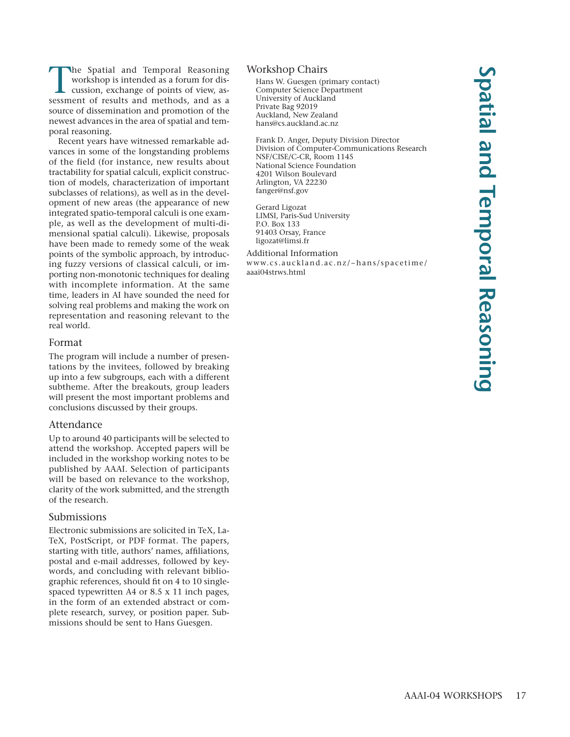# Spatial and Temporal Reasoning

The Spatial and Temporal Reasoning workshop is intended as a forum for discussion, exchange of points of view, assessment of results and methods, and as a source of dissemination and promotion of the newest advances in the area of spatial and temporal reasoning.

Recent years have witnessed remarkable advances in some of the longstanding problems of the field (for instance, new results about tractability for spatial calculi, explicit construction of models, characterization of important subclasses of relations), as well as in the development of new areas (the appearance of new integrated spatio-temporal calculi is one example, as well as the development of multi-dimensional spatial calculi). Likewise, proposals have been made to remedy some of the weak points of the symbolic approach, by introducing fuzzy versions of classical calculi, or importing non-monotonic techniques for dealing with incomplete information. At the same time, leaders in AI have sounded the need for solving real problems and making the work on representation and reasoning relevant to the real world.

## Format

The program will include a number of presentations by the invitees, followed by breaking up into a few subgroups, each with a different subtheme. After the breakouts, group leaders will present the most important problems and conclusions discussed by their groups.

## Attendance

Up to around 40 participants will be selected to attend the workshop. Accepted papers will be included in the workshop working notes to be published by AAAI. Selection of participants will be based on relevance to the workshop, clarity of the work submitted, and the strength of the research.

## Submissions

Electronic submissions are solicited in TeX, LaTeX, PostScript, or PDF format. The papers, starting with title, authors' names, affiliations, postal and e-mail addresses, followed by keywords, and concluding with relevant bibliographic references, should fit on 4 to 10 single-spaced typewritten A4 or 8.5 x 11 inch pages, in the form of an extended abstract or complete research, survey, or position paper. Submissions should be sent to Hans Guesgen.

## Workshop Chairs

Hans W. Guesgen (primary contact)
Computer Science Department
University of Auckland
Private Bag 92019
Auckland, New Zealand
hans@cs.auckland.ac.nz

Frank D. Anger, Deputy Division Director
Division of Computer-Communications Research
NSF/CISE/C-CR, Room 1145
National Science Foundation
4201 Wilson Boulevard
Arlington, VA 22230
fanger@nsf.gov

Gerard Ligozat
LIMSI, Paris-Sud University
P.O. Box 133
91403 Orsay, France
ligozat@limsi.fr

## Additional Information

www.cs.auckland.ac.nz/~hans/spacetime/aaai04strws.html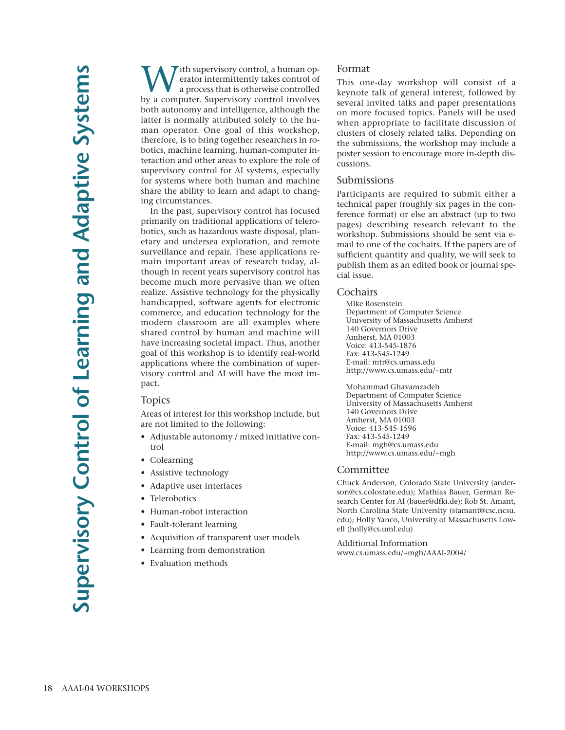# Supervisory Control of Learning and Adaptive Systems

With supervisory control, a human operator intermittently takes control of a process that is otherwise controlled by a computer. Supervisory control involves both autonomy and intelligence, although the latter is normally attributed solely to the human operator. One goal of this workshop, therefore, is to bring together researchers in robotics, machine learning, human-computer interaction and other areas to explore the role of supervisory control for AI systems, especially for systems where both human and machine share the ability to learn and adapt to changing circumstances.

In the past, supervisory control has focused primarily on traditional applications of telerobotics, such as hazardous waste disposal, planetary and undersea exploration, and remote surveillance and repair. These applications remain important areas of research today, although in recent years supervisory control has become much more pervasive than we often realize. Assistive technology for the physically handicapped, software agents for electronic commerce, and education technology for the modern classroom are all examples where shared control by human and machine will have increasing societal impact. Thus, another goal of this workshop is to identify real-world applications where the combination of supervisory control and AI will have the most impact.

## Topics

Areas of interest for this workshop include, but are not limited to the following:

- Adjustable autonomy / mixed initiative control
- Colearning
- Assistive technology
- Adaptive user interfaces
- Telerobotics
- Human-robot interaction
- Fault-tolerant learning
- Acquisition of transparent user models
- Learning from demonstration
- Evaluation methods

## Format

This one-day workshop will consist of a keynote talk of general interest, followed by several invited talks and paper presentations on more focused topics. Panels will be used when appropriate to facilitate discussion of clusters of closely related talks. Depending on the submissions, the workshop may include a poster session to encourage more in-depth discussions.

## Submissions

Participants are required to submit either a technical paper (roughly six pages in the conference format) or else an abstract (up to two pages) describing research relevant to the workshop. Submissions should be sent via e-mail to one of the cochairs. If the papers are of sufficient quantity and quality, we will seek to publish them as an edited book or journal special issue.

## Cochairs

Mike Rosenstein
Department of Computer Science
University of Massachusetts Amherst
140 Governors Drive
Amherst, MA 01003
Voice: 413-545-1876
Fax: 413-545-1249
E-mail: mtr@cs.umass.edu
http://www.cs.umass.edu/~mtr

Mohammad Ghavamzadeh
Department of Computer Science
University of Massachusetts Amherst
140 Governors Drive
Amherst, MA 01003
Voice: 413-545-1596
Fax: 413-545-1249
E-mail: mgh@cs.umass.edu
http://www.cs.umass.edu/~mgh

## Committee

Chuck Anderson, Colorado State University (anderson@cs.colostate.edu); Mathias Bauer, German Research Center for AI (bauer@dfki.de); Rob St. Amant, North Carolina State University (stamant@csc.ncsu.edu); Holly Yanco, University of Massachusetts Lowell (holly@cs.uml.edu)

## Additional Information

www.cs.umass.edu/~mgh/AAAI-2004/